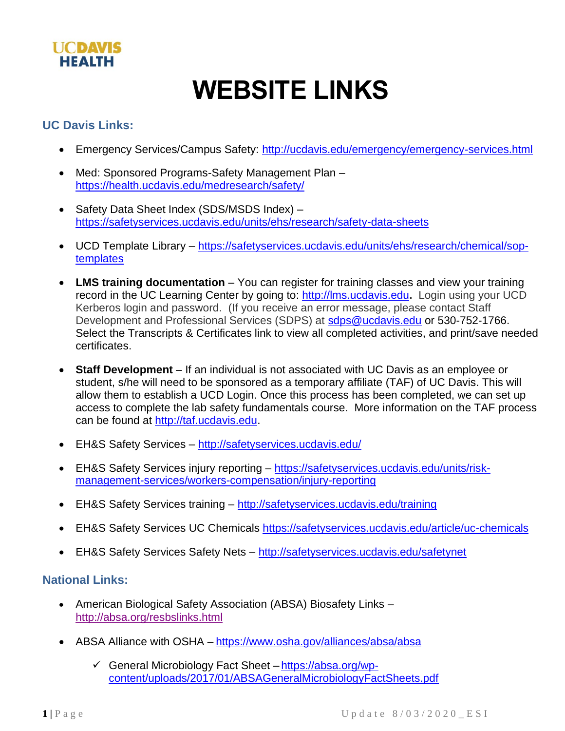UC DAVIS HEALTH

# WEBSITE LINKS

## UC Davis Links:

- Emergency Services/Campus Safety: http://ucdavis.edu/emergency/emergency-services.html
- Med: Sponsored Programs-Safety Management Plan – https://health.ucdavis.edu/medresearch/safety/
- Safety Data Sheet Index (SDS/MSDS Index) – https://safetyservices.ucdavis.edu/units/ehs/research/safety-data-sheets
- UCD Template Library – https://safetyservices.ucdavis.edu/units/ehs/research/chemical/sop-templates
- **LMS training documentation** – You can register for training classes and view your training record in the UC Learning Center by going to: http://lms.ucdavis.edu**.** Login using your UCD Kerberos login and password. (If you receive an error message, please contact Staff Development and Professional Services (SDPS) at sdps@ucdavis.edu or 530-752-1766. Select the Transcripts & Certificates link to view all completed activities, and print/save needed certificates.
- **Staff Development** – If an individual is not associated with UC Davis as an employee or student, s/he will need to be sponsored as a temporary affiliate (TAF) of UC Davis. This will allow them to establish a UCD Login. Once this process has been completed, we can set up access to complete the lab safety fundamentals course. More information on the TAF process can be found at http://taf.ucdavis.edu.
- EH&S Safety Services – http://safetyservices.ucdavis.edu/
- EH&S Safety Services injury reporting – https://safetyservices.ucdavis.edu/units/risk-management-services/workers-compensation/injury-reporting
- EH&S Safety Services training – http://safetyservices.ucdavis.edu/training
- EH&S Safety Services UC Chemicals https://safetyservices.ucdavis.edu/article/uc-chemicals
- EH&S Safety Services Safety Nets – http://safetyservices.ucdavis.edu/safetynet

## National Links:

- American Biological Safety Association (ABSA) Biosafety Links – http://absa.org/resbslinks.html
- ABSA Alliance with OSHA – https://www.osha.gov/alliances/absa/absa
  - ✓ General Microbiology Fact Sheet – https://absa.org/wp-content/uploads/2017/01/ABSAGeneralMicrobiologyFactSheets.pdf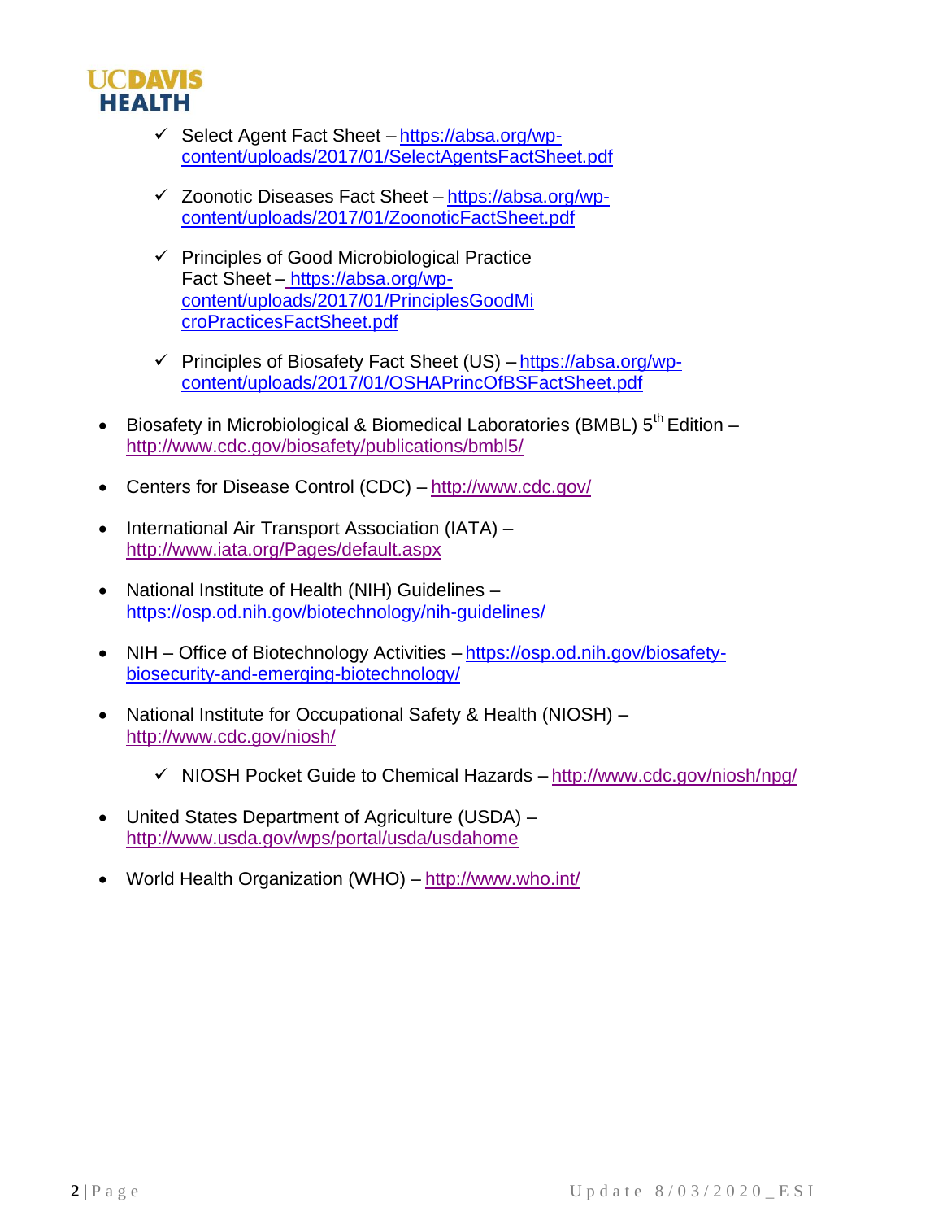- ✓ Select Agent Fact Sheet – https://absa.org/wp-content/uploads/2017/01/SelectAgentsFactSheet.pdf

- ✓ Zoonotic Diseases Fact Sheet – https://absa.org/wp-content/uploads/2017/01/ZoonoticFactSheet.pdf

- ✓ Principles of Good Microbiological Practice Fact Sheet – https://absa.org/wp-content/uploads/2017/01/PrinciplesGoodMicroPracticesFactSheet.pdf

- ✓ Principles of Biosafety Fact Sheet (US) – https://absa.org/wp-content/uploads/2017/01/OSHAPrincOfBSFactSheet.pdf

- Biosafety in Microbiological & Biomedical Laboratories (BMBL) 5th Edition – http://www.cdc.gov/biosafety/publications/bmbl5/

- Centers for Disease Control (CDC) – http://www.cdc.gov/

- International Air Transport Association (IATA) – http://www.iata.org/Pages/default.aspx

- National Institute of Health (NIH) Guidelines – https://osp.od.nih.gov/biotechnology/nih-guidelines/

- NIH – Office of Biotechnology Activities – https://osp.od.nih.gov/biosafety-biosecurity-and-emerging-biotechnology/

- National Institute for Occupational Safety & Health (NIOSH) – http://www.cdc.gov/niosh/

  - ✓ NIOSH Pocket Guide to Chemical Hazards – http://www.cdc.gov/niosh/npg/

- United States Department of Agriculture (USDA) – http://www.usda.gov/wps/portal/usda/usdahome

- World Health Organization (WHO) – http://www.who.int/